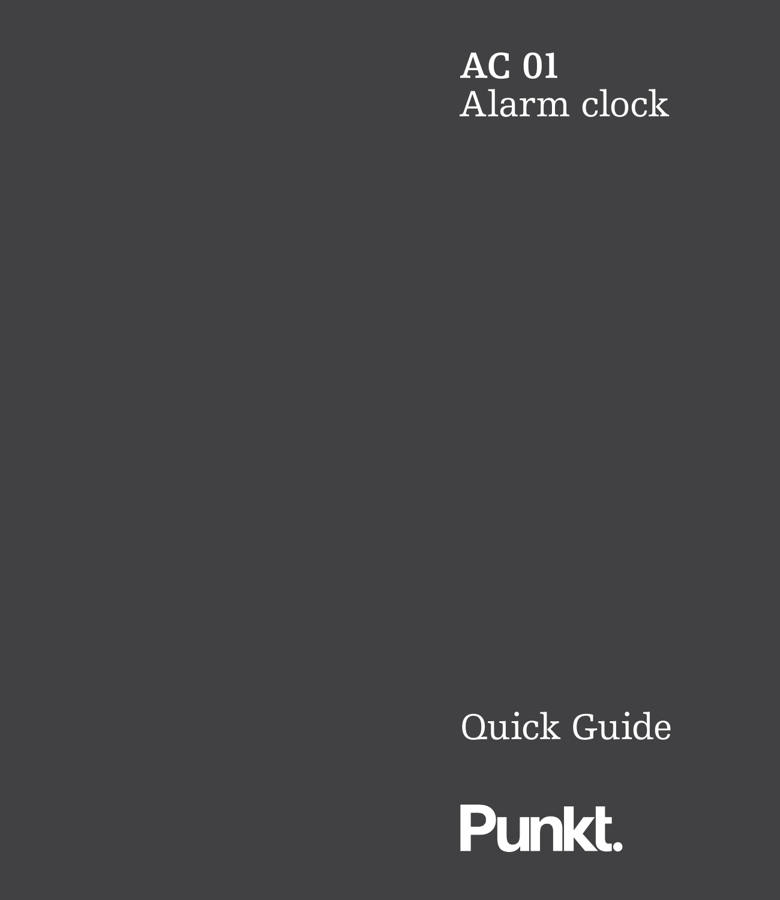# AC 01
Alarm clock

Quick Guide

Punkt.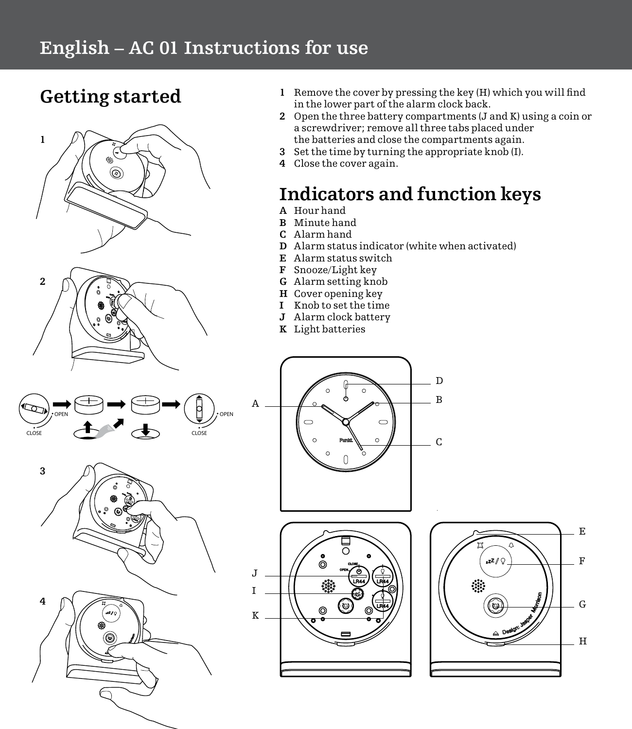# English – AC 01 Instructions for use

## Getting started

1 Remove the cover by pressing the key (H) which you will find in the lower part of the alarm clock back.
2 Open the three battery compartments (J and K) using a coin or a screwdriver; remove all three tabs placed under the batteries and close the compartments again.
3 Set the time by turning the appropriate knob (I).
4 Close the cover again.

## Indicators and function keys

**A** Hour hand
**B** Minute hand
**C** Alarm hand
**D** Alarm status indicator (white when activated)
**E** Alarm status switch
**F** Snooze/Light key
**G** Alarm setting knob
**H** Cover opening key
**I** Knob to set the time
**J** Alarm clock battery
**K** Light batteries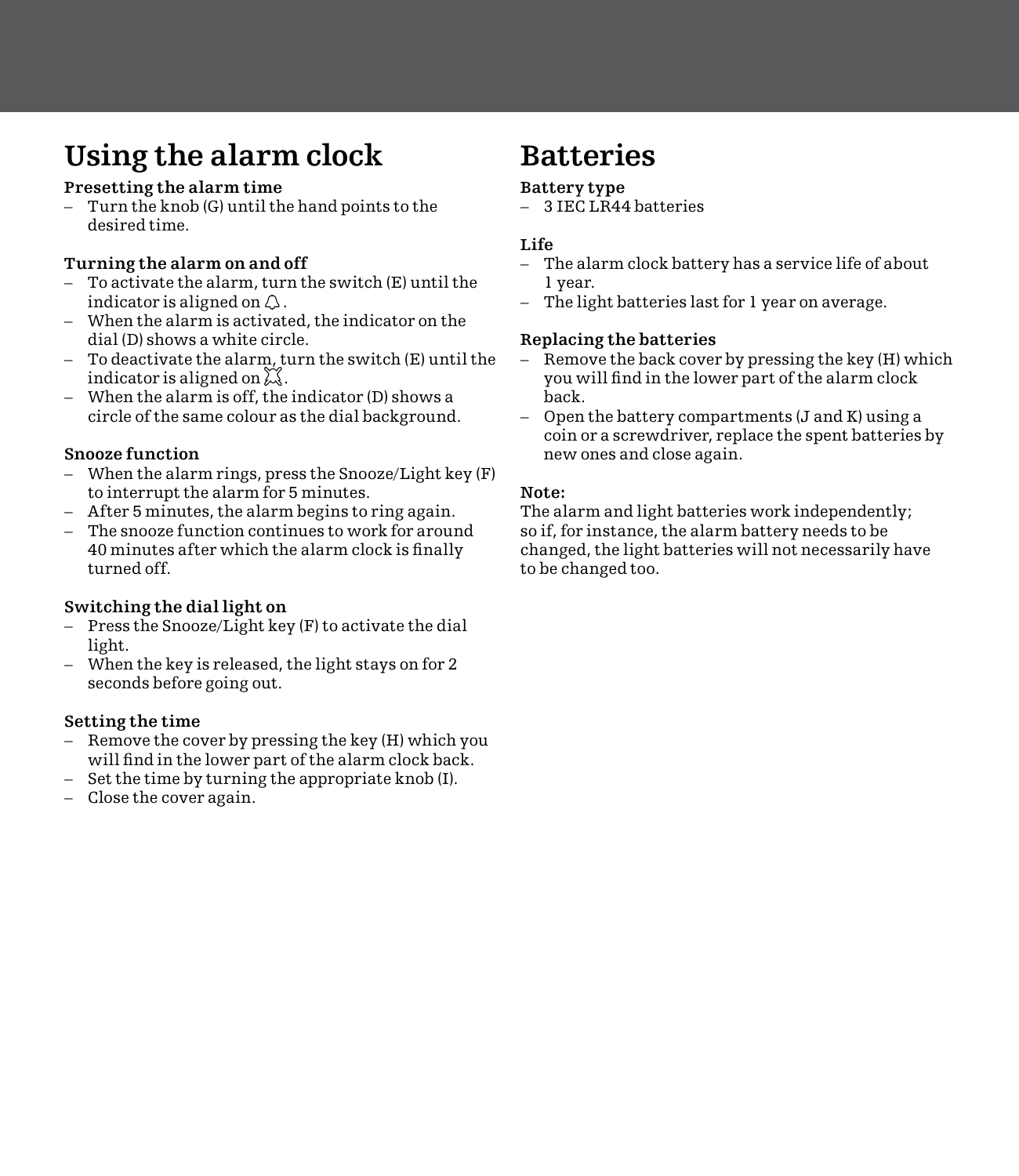# Using the alarm clock

**Presetting the alarm time**

- Turn the knob (G) until the hand points to the desired time.

**Turning the alarm on and off**

- To activate the alarm, turn the switch (E) until the indicator is aligned on 🔔.
- When the alarm is activated, the indicator on the dial (D) shows a white circle.
- To deactivate the alarm, turn the switch (E) until the indicator is aligned on 🔕.
- When the alarm is off, the indicator (D) shows a circle of the same colour as the dial background.

**Snooze function**

- When the alarm rings, press the Snooze/Light key (F) to interrupt the alarm for 5 minutes.
- After 5 minutes, the alarm begins to ring again.
- The snooze function continues to work for around 40 minutes after which the alarm clock is finally turned off.

**Switching the dial light on**

- Press the Snooze/Light key (F) to activate the dial light.
- When the key is released, the light stays on for 2 seconds before going out.

**Setting the time**

- Remove the cover by pressing the key (H) which you will find in the lower part of the alarm clock back.
- Set the time by turning the appropriate knob (I).
- Close the cover again.

# Batteries

**Battery type**

- 3 IEC LR44 batteries

**Life**

- The alarm clock battery has a service life of about 1 year.
- The light batteries last for 1 year on average.

**Replacing the batteries**

- Remove the back cover by pressing the key (H) which you will find in the lower part of the alarm clock back.
- Open the battery compartments (J and K) using a coin or a screwdriver, replace the spent batteries by new ones and close again.

**Note:**

The alarm and light batteries work independently; so if, for instance, the alarm battery needs to be changed, the light batteries will not necessarily have to be changed too.